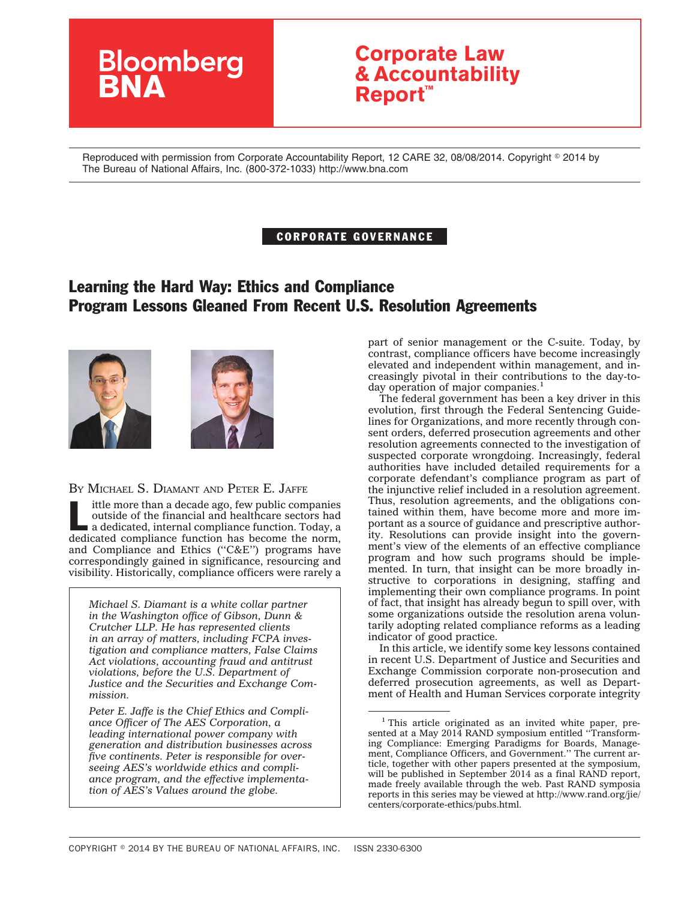Bloomberg BNA

# Corporate Law & Accountability Report™

Reproduced with permission from Corporate Accountability Report, 12 CARE 32, 08/08/2014. Copyright © 2014 by The Bureau of National Affairs, Inc. (800-372-1033) http://www.bna.com

**CORPORATE GOVERNANCE**

## Learning the Hard Way: Ethics and Compliance Program Lessons Gleaned From Recent U.S. Resolution Agreements

BY MICHAEL S. DIAMANT AND PETER E. JAFFE

Little more than a decade ago, few public companies outside of the financial and healthcare sectors had a dedicated, internal compliance function. Today, a dedicated compliance function has become the norm, and Compliance and Ethics (''C&E'') programs have correspondingly gained in significance, resourcing and visibility. Historically, compliance officers were rarely a part of senior management or the C-suite. Today, by contrast, compliance officers have become increasingly elevated and independent within management, and increasingly pivotal in their contributions to the day-to-day operation of major companies.[1]

*Michael S. Diamant is a white collar partner in the Washington office of Gibson, Dunn & Crutcher LLP. He has represented clients in an array of matters, including FCPA investigation and compliance matters, False Claims Act violations, accounting fraud and antitrust violations, before the U.S. Department of Justice and the Securities and Exchange Commission.*

*Peter E. Jaffe is the Chief Ethics and Compliance Officer of The AES Corporation, a leading international power company with generation and distribution businesses across five continents. Peter is responsible for overseeing AES's worldwide ethics and compliance program, and the effective implementation of AES's Values around the globe.*

The federal government has been a key driver in this evolution, first through the Federal Sentencing Guidelines for Organizations, and more recently through consent orders, deferred prosecution agreements and other resolution agreements connected to the investigation of suspected corporate wrongdoing. Increasingly, federal authorities have included detailed requirements for a corporate defendant's compliance program as part of the injunctive relief included in a resolution agreement. Thus, resolution agreements, and the obligations contained within them, have become more and more important as a source of guidance and prescriptive authority. Resolutions can provide insight into the government's view of the elements of an effective compliance program and how such programs should be implemented. In turn, that insight can be more broadly instructive to corporations in designing, staffing and implementing their own compliance programs. In point of fact, that insight has already begun to spill over, with some organizations outside the resolution arena voluntarily adopting related compliance reforms as a leading indicator of good practice.

In this article, we identify some key lessons contained in recent U.S. Department of Justice and Securities and Exchange Commission corporate non-prosecution and deferred prosecution agreements, as well as Department of Health and Human Services corporate integrity

[1] This article originated as an invited white paper, presented at a May 2014 RAND symposium entitled ''Transforming Compliance: Emerging Paradigms for Boards, Management, Compliance Officers, and Government.'' The current article, together with other papers presented at the symposium, will be published in September 2014 as a final RAND report, made freely available through the web. Past RAND symposia reports in this series may be viewed at http://www.rand.org/jie/centers/corporate-ethics/pubs.html.

COPYRIGHT © 2014 BY THE BUREAU OF NATIONAL AFFAIRS, INC. ISSN 2330-6300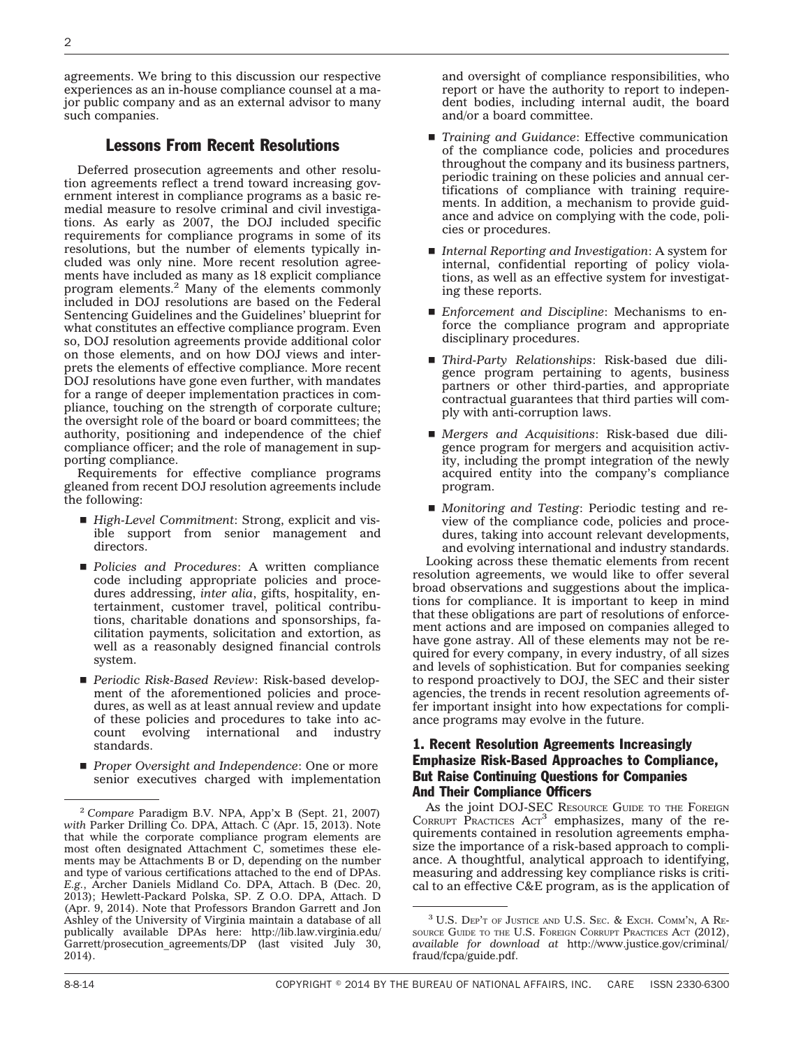agreements. We bring to this discussion our respective experiences as an in-house compliance counsel at a major public company and as an external advisor to many such companies.

## Lessons From Recent Resolutions

Deferred prosecution agreements and other resolution agreements reflect a trend toward increasing government interest in compliance programs as a basic remedial measure to resolve criminal and civil investigations. As early as 2007, the DOJ included specific requirements for compliance programs in some of its resolutions, but the number of elements typically included was only nine. More recent resolution agreements have included as many as 18 explicit compliance program elements.[2] Many of the elements commonly included in DOJ resolutions are based on the Federal Sentencing Guidelines and the Guidelines' blueprint for what constitutes an effective compliance program. Even so, DOJ resolution agreements provide additional color on those elements, and on how DOJ views and interprets the elements of effective compliance. More recent DOJ resolutions have gone even further, with mandates for a range of deeper implementation practices in compliance, touching on the strength of corporate culture; the oversight role of the board or board committees; the authority, positioning and independence of the chief compliance officer; and the role of management in supporting compliance.

Requirements for effective compliance programs gleaned from recent DOJ resolution agreements include the following:

- *High-Level Commitment*: Strong, explicit and visible support from senior management and directors.
- *Policies and Procedures*: A written compliance code including appropriate policies and procedures addressing, *inter alia*, gifts, hospitality, entertainment, customer travel, political contributions, charitable donations and sponsorships, facilitation payments, solicitation and extortion, as well as a reasonably designed financial controls system.
- *Periodic Risk-Based Review*: Risk-based development of the aforementioned policies and procedures, as well as at least annual review and update of these policies and procedures to take into account evolving international and industry standards.
- *Proper Oversight and Independence*: One or more senior executives charged with implementation and oversight of compliance responsibilities, who report or have the authority to report to independent bodies, including internal audit, the board and/or a board committee.
- *Training and Guidance*: Effective communication of the compliance code, policies and procedures throughout the company and its business partners, periodic training on these policies and annual certifications of compliance with training requirements. In addition, a mechanism to provide guidance and advice on complying with the code, policies or procedures.
- *Internal Reporting and Investigation*: A system for internal, confidential reporting of policy violations, as well as an effective system for investigating these reports.
- *Enforcement and Discipline*: Mechanisms to enforce the compliance program and appropriate disciplinary procedures.
- *Third-Party Relationships*: Risk-based due diligence program pertaining to agents, business partners or other third-parties, and appropriate contractual guarantees that third parties will comply with anti-corruption laws.
- *Mergers and Acquisitions*: Risk-based due diligence program for mergers and acquisition activity, including the prompt integration of the newly acquired entity into the company's compliance program.
- *Monitoring and Testing*: Periodic testing and review of the compliance code, policies and procedures, taking into account relevant developments, and evolving international and industry standards.

Looking across these thematic elements from recent resolution agreements, we would like to offer several broad observations and suggestions about the implications for compliance. It is important to keep in mind that these obligations are part of resolutions of enforcement actions and are imposed on companies alleged to have gone astray. All of these elements may not be required for every company, in every industry, of all sizes and levels of sophistication. But for companies seeking to respond proactively to DOJ, the SEC and their sister agencies, the trends in recent resolution agreements offer important insight into how expectations for compliance programs may evolve in the future.

### 1. Recent Resolution Agreements Increasingly Emphasize Risk-Based Approaches to Compliance, But Raise Continuing Questions for Companies And Their Compliance Officers

As the joint DOJ-SEC Resource Guide to the Foreign Corrupt Practices Act[3] emphasizes, many of the requirements contained in resolution agreements emphasize the importance of a risk-based approach to compliance. A thoughtful, analytical approach to identifying, measuring and addressing key compliance risks is critical to an effective C&E program, as is the application of

---

[2] *Compare* Paradigm B.V. NPA, App'x B (Sept. 21, 2007) *with* Parker Drilling Co. DPA, Attach. C (Apr. 15, 2013). Note that while the corporate compliance program elements are most often designated Attachment C, sometimes these elements may be Attachments B or D, depending on the number and type of various certifications attached to the end of DPAs. *E.g.*, Archer Daniels Midland Co. DPA, Attach. B (Dec. 20, 2013); Hewlett-Packard Polska, SP. Z O.O. DPA, Attach. D (Apr. 9, 2014). Note that Professors Brandon Garrett and Jon Ashley of the University of Virginia maintain a database of all publically available DPAs here: http://lib.law.virginia.edu/Garrett/prosecution_agreements/DP (last visited July 30, 2014).

[3] U.S. Dep't of Justice and U.S. Sec. & Exch. Comm'n, A Resource Guide to the U.S. Foreign Corrupt Practices Act (2012), *available for download at* http://www.justice.gov/criminal/fraud/fcpa/guide.pdf.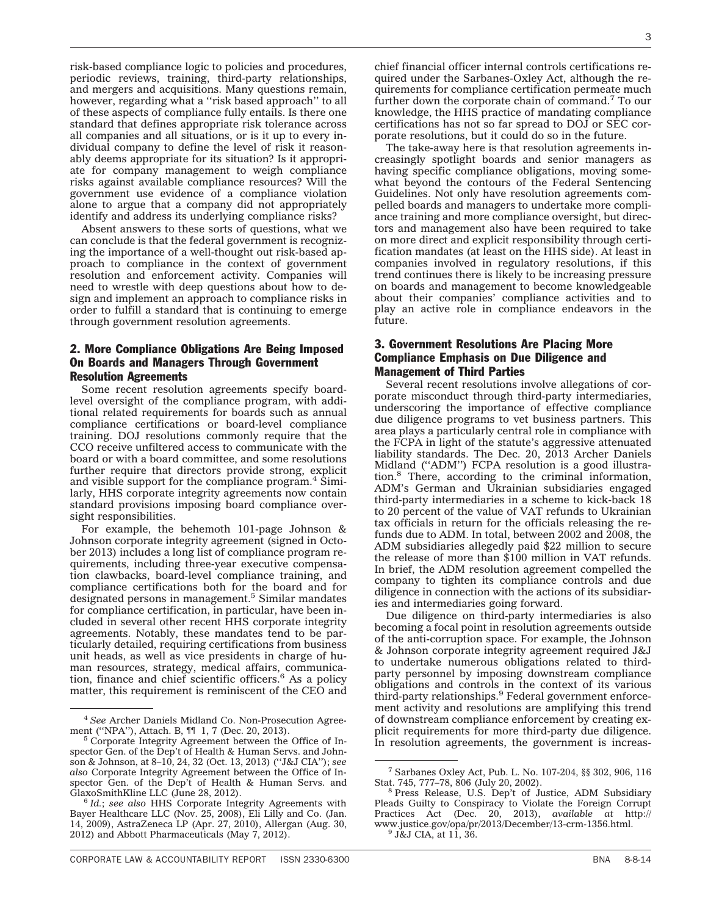risk-based compliance logic to policies and procedures, periodic reviews, training, third-party relationships, and mergers and acquisitions. Many questions remain, however, regarding what a ''risk based approach'' to all of these aspects of compliance fully entails. Is there one standard that defines appropriate risk tolerance across all companies and all situations, or is it up to every individual company to define the level of risk it reasonably deems appropriate for its situation? Is it appropriate for company management to weigh compliance risks against available compliance resources? Will the government use evidence of a compliance violation alone to argue that a company did not appropriately identify and address its underlying compliance risks?

Absent answers to these sorts of questions, what we can conclude is that the federal government is recognizing the importance of a well-thought out risk-based approach to compliance in the context of government resolution and enforcement activity. Companies will need to wrestle with deep questions about how to design and implement an approach to compliance risks in order to fulfill a standard that is continuing to emerge through government resolution agreements.

## 2. More Compliance Obligations Are Being Imposed On Boards and Managers Through Government Resolution Agreements

Some recent resolution agreements specify board-level oversight of the compliance program, with additional related requirements for boards such as annual compliance certifications or board-level compliance training. DOJ resolutions commonly require that the CCO receive unfiltered access to communicate with the board or with a board committee, and some resolutions further require that directors provide strong, explicit and visible support for the compliance program.[4] Similarly, HHS corporate integrity agreements now contain standard provisions imposing board compliance oversight responsibilities.

For example, the behemoth 101-page Johnson & Johnson corporate integrity agreement (signed in October 2013) includes a long list of compliance program requirements, including three-year executive compensation clawbacks, board-level compliance training, and compliance certifications both for the board and for designated persons in management.[5] Similar mandates for compliance certification, in particular, have been included in several other recent HHS corporate integrity agreements. Notably, these mandates tend to be particularly detailed, requiring certifications from business unit heads, as well as vice presidents in charge of human resources, strategy, medical affairs, communication, finance and chief scientific officers.[6] As a policy matter, this requirement is reminiscent of the CEO and chief financial officer internal controls certifications required under the Sarbanes-Oxley Act, although the requirements for compliance certification permeate much further down the corporate chain of command.[7] To our knowledge, the HHS practice of mandating compliance certifications has not so far spread to DOJ or SEC corporate resolutions, but it could do so in the future.

The take-away here is that resolution agreements increasingly spotlight boards and senior managers as having specific compliance obligations, moving somewhat beyond the contours of the Federal Sentencing Guidelines. Not only have resolution agreements compelled boards and managers to undertake more compliance training and more compliance oversight, but directors and management also have been required to take on more direct and explicit responsibility through certification mandates (at least on the HHS side). At least in companies involved in regulatory resolutions, if this trend continues there is likely to be increasing pressure on boards and management to become knowledgeable about their companies' compliance activities and to play an active role in compliance endeavors in the future.

## 3. Government Resolutions Are Placing More Compliance Emphasis on Due Diligence and Management of Third Parties

Several recent resolutions involve allegations of corporate misconduct through third-party intermediaries, underscoring the importance of effective compliance due diligence programs to vet business partners. This area plays a particularly central role in compliance with the FCPA in light of the statute's aggressive attenuated liability standards. The Dec. 20, 2013 Archer Daniels Midland (''ADM'') FCPA resolution is a good illustration.[8] There, according to the criminal information, ADM's German and Ukrainian subsidiaries engaged third-party intermediaries in a scheme to kick-back 18 to 20 percent of the value of VAT refunds to Ukrainian tax officials in return for the officials releasing the refunds due to ADM. In total, between 2002 and 2008, the ADM subsidiaries allegedly paid \$22 million to secure the release of more than \$100 million in VAT refunds. In brief, the ADM resolution agreement compelled the company to tighten its compliance controls and due diligence in connection with the actions of its subsidiaries and intermediaries going forward.

Due diligence on third-party intermediaries is also becoming a focal point in resolution agreements outside of the anti-corruption space. For example, the Johnson & Johnson corporate integrity agreement required J&J to undertake numerous obligations related to third-party personnel by imposing downstream compliance obligations and controls in the context of its various third-party relationships.[9] Federal government enforcement activity and resolutions are amplifying this trend of downstream compliance enforcement by creating explicit requirements for more third-party due diligence. In resolution agreements, the government is increas-

---

[4] *See* Archer Daniels Midland Co. Non-Prosecution Agreement (''NPA''), Attach. B, ¶¶ 1, 7 (Dec. 20, 2013).

[5] Corporate Integrity Agreement between the Office of Inspector Gen. of the Dep't of Health & Human Servs. and Johnson & Johnson, at 8–10, 24, 32 (Oct. 13, 2013) (''J&J CIA''); *see also* Corporate Integrity Agreement between the Office of Inspector Gen. of the Dep't of Health & Human Servs. and GlaxoSmithKline LLC (June 28, 2012).

[6] *Id.*; *see also* HHS Corporate Integrity Agreements with Bayer Healthcare LLC (Nov. 25, 2008), Eli Lilly and Co. (Jan. 14, 2009), AstraZeneca LP (Apr. 27, 2010), Allergan (Aug. 30, 2012) and Abbott Pharmaceuticals (May 7, 2012).

[7] Sarbanes Oxley Act, Pub. L. No. 107-204, §§ 302, 906, 116 Stat. 745, 777–78, 806 (July 20, 2002).

[8] Press Release, U.S. Dep't of Justice, ADM Subsidiary Pleads Guilty to Conspiracy to Violate the Foreign Corrupt Practices Act (Dec. 20, 2013), *available at* http://www.justice.gov/opa/pr/2013/December/13-crm-1356.html.

[9] J&J CIA, at 11, 36.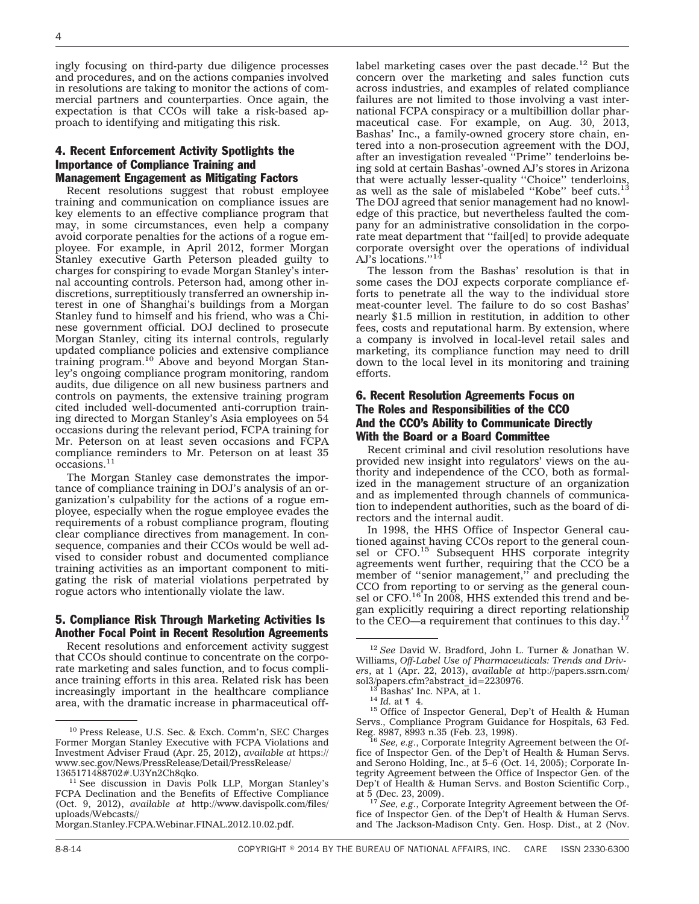ingly focusing on third-party due diligence processes and procedures, and on the actions companies involved in resolutions are taking to monitor the actions of commercial partners and counterparties. Once again, the expectation is that CCOs will take a risk-based approach to identifying and mitigating this risk.

## 4. Recent Enforcement Activity Spotlights the Importance of Compliance Training and Management Engagement as Mitigating Factors

Recent resolutions suggest that robust employee training and communication on compliance issues are key elements to an effective compliance program that may, in some circumstances, even help a company avoid corporate penalties for the actions of a rogue employee. For example, in April 2012, former Morgan Stanley executive Garth Peterson pleaded guilty to charges for conspiring to evade Morgan Stanley's internal accounting controls. Peterson had, among other indiscretions, surreptitiously transferred an ownership interest in one of Shanghai's buildings from a Morgan Stanley fund to himself and his friend, who was a Chinese government official. DOJ declined to prosecute Morgan Stanley, citing its internal controls, regularly updated compliance policies and extensive compliance training program.[10] Above and beyond Morgan Stanley's ongoing compliance program monitoring, random audits, due diligence on all new business partners and controls on payments, the extensive training program cited included well-documented anti-corruption training directed to Morgan Stanley's Asia employees on 54 occasions during the relevant period, FCPA training for Mr. Peterson on at least seven occasions and FCPA compliance reminders to Mr. Peterson on at least 35 occasions.[11]

The Morgan Stanley case demonstrates the importance of compliance training in DOJ's analysis of an organization's culpability for the actions of a rogue employee, especially when the rogue employee evades the requirements of a robust compliance program, flouting clear compliance directives from management. In consequence, companies and their CCOs would be well advised to consider robust and documented compliance training activities as an important component to mitigating the risk of material violations perpetrated by rogue actors who intentionally violate the law.

## 5. Compliance Risk Through Marketing Activities Is Another Focal Point in Recent Resolution Agreements

Recent resolutions and enforcement activity suggest that CCOs should continue to concentrate on the corporate marketing and sales function, and to focus compliance training efforts in this area. Related risk has been increasingly important in the healthcare compliance area, with the dramatic increase in pharmaceutical off-label marketing cases over the past decade.[12] But the concern over the marketing and sales function cuts across industries, and examples of related compliance failures are not limited to those involving a vast international FCPA conspiracy or a multibillion dollar pharmaceutical case. For example, on Aug. 30, 2013, Bashas' Inc., a family-owned grocery store chain, entered into a non-prosecution agreement with the DOJ, after an investigation revealed ''Prime'' tenderloins being sold at certain Bashas'-owned AJ's stores in Arizona that were actually lesser-quality ''Choice'' tenderloins, as well as the sale of mislabeled ''Kobe'' beef cuts.[13] The DOJ agreed that senior management had no knowledge of this practice, but nevertheless faulted the company for an administrative consolidation in the corporate meat department that ''fail[ed] to provide adequate corporate oversight over the operations of individual AJ's locations.''[14]

The lesson from the Bashas' resolution is that in some cases the DOJ expects corporate compliance efforts to penetrate all the way to the individual store meat-counter level. The failure to do so cost Bashas' nearly $1.5 million in restitution, in addition to other fees, costs and reputational harm. By extension, where a company is involved in local-level retail sales and marketing, its compliance function may need to drill down to the local level in its monitoring and training efforts.

## 6. Recent Resolution Agreements Focus on The Roles and Responsibilities of the CCO And the CCO's Ability to Communicate Directly With the Board or a Board Committee

Recent criminal and civil resolution resolutions have provided new insight into regulators' views on the authority and independence of the CCO, both as formalized in the management structure of an organization and as implemented through channels of communication to independent authorities, such as the board of directors and the internal audit.

In 1998, the HHS Office of Inspector General cautioned against having CCOs report to the general counsel or CFO.[15] Subsequent HHS corporate integrity agreements went further, requiring that the CCO be a member of ''senior management,'' and precluding the CCO from reporting to or serving as the general counsel or CFO.[16] In 2008, HHS extended this trend and began explicitly requiring a direct reporting relationship to the CEO—a requirement that continues to this day.[17]

---

[10] Press Release, U.S. Sec. & Exch. Comm'n, SEC Charges Former Morgan Stanley Executive with FCPA Violations and Investment Adviser Fraud (Apr. 25, 2012), *available at* https://www.sec.gov/News/PressRelease/Detail/PressRelease/1365171488702#.U3Yn2Ch8qko.

[11] See discussion in Davis Polk LLP, Morgan Stanley's FCPA Declination and the Benefits of Effective Compliance (Oct. 9, 2012), *available at* http://www.davispolk.com/files/uploads/Webcasts//Morgan.Stanley.FCPA.Webinar.FINAL.2012.10.02.pdf.

[12] *See* David W. Bradford, John L. Turner & Jonathan W. Williams, *Off-Label Use of Pharmaceuticals: Trends and Drivers*, at 1 (Apr. 22, 2013), *available at* http://papers.ssrn.com/sol3/papers.cfm?abstract_id=2230976.

[13] Bashas' Inc. NPA, at 1.

[14] *Id.* at ¶ 4.

[15] Office of Inspector General, Dep't of Health & Human Servs., Compliance Program Guidance for Hospitals, 63 Fed. Reg. 8987, 8993 n.35 (Feb. 23, 1998).

[16] *See, e.g.*, Corporate Integrity Agreement between the Office of Inspector Gen. of the Dep't of Health & Human Servs. and Serono Holding, Inc., at 5–6 (Oct. 14, 2005); Corporate Integrity Agreement between the Office of Inspector Gen. of the Dep't of Health & Human Servs. and Boston Scientific Corp., at 5 (Dec. 23, 2009).

[17] *See, e.g.*, Corporate Integrity Agreement between the Office of Inspector Gen. of the Dep't of Health & Human Servs. and The Jackson-Madison Cnty. Gen. Hosp. Dist., at 2 (Nov.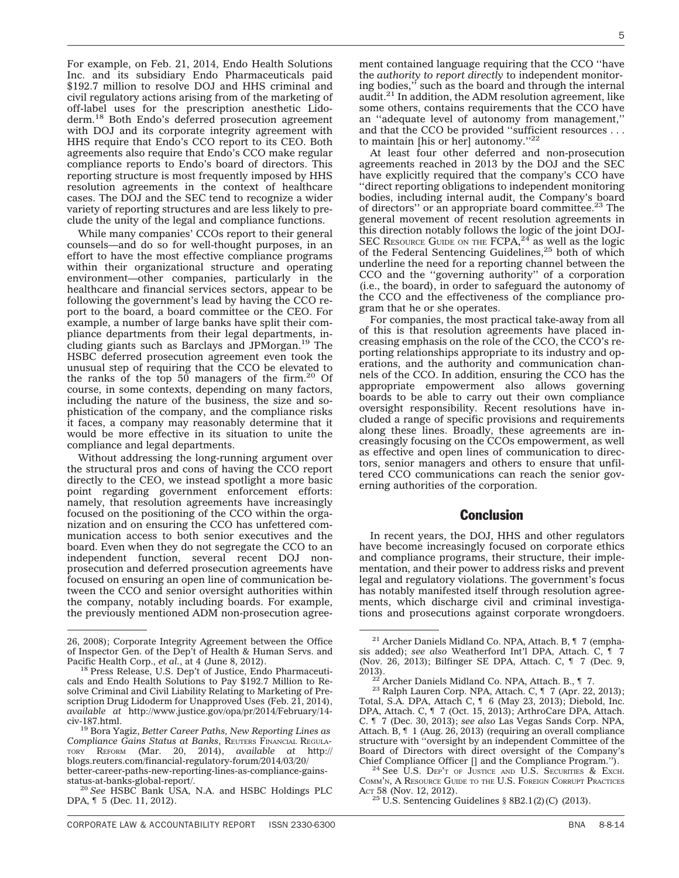For example, on Feb. 21, 2014, Endo Health Solutions Inc. and its subsidiary Endo Pharmaceuticals paid $192.7 million to resolve DOJ and HHS criminal and civil regulatory actions arising from of the marketing of off-label uses for the prescription anesthetic Lidoderm.[18] Both Endo's deferred prosecution agreement with DOJ and its corporate integrity agreement with HHS require that Endo's CCO report to its CEO. Both agreements also require that Endo's CCO make regular compliance reports to Endo's board of directors. This reporting structure is most frequently imposed by HHS resolution agreements in the context of healthcare cases. The DOJ and the SEC tend to recognize a wider variety of reporting structures and are less likely to preclude the unity of the legal and compliance functions.

While many companies' CCOs report to their general counsels—and do so for well-thought purposes, in an effort to have the most effective compliance programs within their organizational structure and operating environment—other companies, particularly in the healthcare and financial services sectors, appear to be following the government's lead by having the CCO report to the board, a board committee or the CEO. For example, a number of large banks have split their compliance departments from their legal departments, including giants such as Barclays and JPMorgan.[19] The HSBC deferred prosecution agreement even took the unusual step of requiring that the CCO be elevated to the ranks of the top 50 managers of the firm.[20] Of course, in some contexts, depending on many factors, including the nature of the business, the size and sophistication of the company, and the compliance risks it faces, a company may reasonably determine that it would be more effective in its situation to unite the compliance and legal departments.

Without addressing the long-running argument over the structural pros and cons of having the CCO report directly to the CEO, we instead spotlight a more basic point regarding government enforcement efforts: namely, that resolution agreements have increasingly focused on the positioning of the CCO within the organization and on ensuring the CCO has unfettered communication access to both senior executives and the board. Even when they do not segregate the CCO to an independent function, several recent DOJ non-prosecution and deferred prosecution agreements have focused on ensuring an open line of communication between the CCO and senior oversight authorities within the company, notably including boards. For example, the previously mentioned ADM non-prosecution agreement contained language requiring that the CCO ''have the *authority to report directly* to independent monitoring bodies,'' such as the board and through the internal audit.[21] In addition, the ADM resolution agreement, like some others, contains requirements that the CCO have an ''adequate level of autonomy from management,'' and that the CCO be provided ''sufficient resources . . . to maintain [his or her] autonomy.''[22]

At least four other deferred and non-prosecution agreements reached in 2013 by the DOJ and the SEC have explicitly required that the company's CCO have ''direct reporting obligations to independent monitoring bodies, including internal audit, the Company's board of directors'' or an appropriate board committee.[23] The general movement of recent resolution agreements in this direction notably follows the logic of the joint DOJ-SEC Resource Guide on the FCPA,[24] as well as the logic of the Federal Sentencing Guidelines,[25] both of which underline the need for a reporting channel between the CCO and the ''governing authority'' of a corporation (i.e., the board), in order to safeguard the autonomy of the CCO and the effectiveness of the compliance program that he or she operates.

For companies, the most practical take-away from all of this is that resolution agreements have placed increasing emphasis on the role of the CCO, the CCO's reporting relationships appropriate to its industry and operations, and the authority and communication channels of the CCO. In addition, ensuring the CCO has the appropriate empowerment also allows governing boards to be able to carry out their own compliance oversight responsibility. Recent resolutions have included a range of specific provisions and requirements along these lines. Broadly, these agreements are increasingly focusing on the CCOs empowerment, as well as effective and open lines of communication to directors, senior managers and others to ensure that unfiltered CCO communications can reach the senior governing authorities of the corporation.

## Conclusion

In recent years, the DOJ, HHS and other regulators have become increasingly focused on corporate ethics and compliance programs, their structure, their implementation, and their power to address risks and prevent legal and regulatory violations. The government's focus has notably manifested itself through resolution agreements, which discharge civil and criminal investigations and prosecutions against corporate wrongdoers.

---

26, 2008); Corporate Integrity Agreement between the Office of Inspector Gen. of the Dep't of Health & Human Servs. and Pacific Health Corp., *et al.*, at 4 (June 8, 2012).

[18] Press Release, U.S. Dep't of Justice, Endo Pharmaceuticals and Endo Health Solutions to Pay $192.7 Million to Resolve Criminal and Civil Liability Relating to Marketing of Prescription Drug Lidoderm for Unapproved Uses (Feb. 21, 2014), *available at* http://www.justice.gov/opa/pr/2014/February/14-civ-187.html.

[19] Bora Yagiz, *Better Career Paths, New Reporting Lines as Compliance Gains Status at Banks*, Reuters Financial Regulatory Reform (Mar. 20, 2014), *available at* http://blogs.reuters.com/financial-regulatory-forum/2014/03/20/better-career-paths-new-reporting-lines-as-compliance-gains-status-at-banks-global-report/.

[20] *See* HSBC Bank USA, N.A. and HSBC Holdings PLC DPA, ¶ 5 (Dec. 11, 2012).

[21] Archer Daniels Midland Co. NPA, Attach. B, ¶ 7 (emphasis added); *see also* Weatherford Int'l DPA, Attach. C, ¶ 7 (Nov. 26, 2013); Bilfinger SE DPA, Attach. C, ¶ 7 (Dec. 9, 2013).

[22] Archer Daniels Midland Co. NPA, Attach. B., ¶ 7.

[23] Ralph Lauren Corp. NPA, Attach. C, ¶ 7 (Apr. 22, 2013); Total, S.A. DPA, Attach C, ¶ 6 (May 23, 2013); Diebold, Inc. DPA, Attach. C, ¶ 7 (Oct. 15, 2013); ArthroCare DPA, Attach. C. ¶ 7 (Dec. 30, 2013); *see also* Las Vegas Sands Corp. NPA, Attach. B, ¶ 1 (Aug. 26, 2013) (requiring an overall compliance structure with ''oversight by an independent Committee of the Board of Directors with direct oversight of the Company's Chief Compliance Officer [] and the Compliance Program.'').

[24] See U.S. Dep't of Justice and U.S. Securities & Exch. Comm'n, A Resource Guide to the U.S. Foreign Corrupt Practices Act 58 (Nov. 12, 2012).

[25] U.S. Sentencing Guidelines § 8B2.1(2)(C) (2013).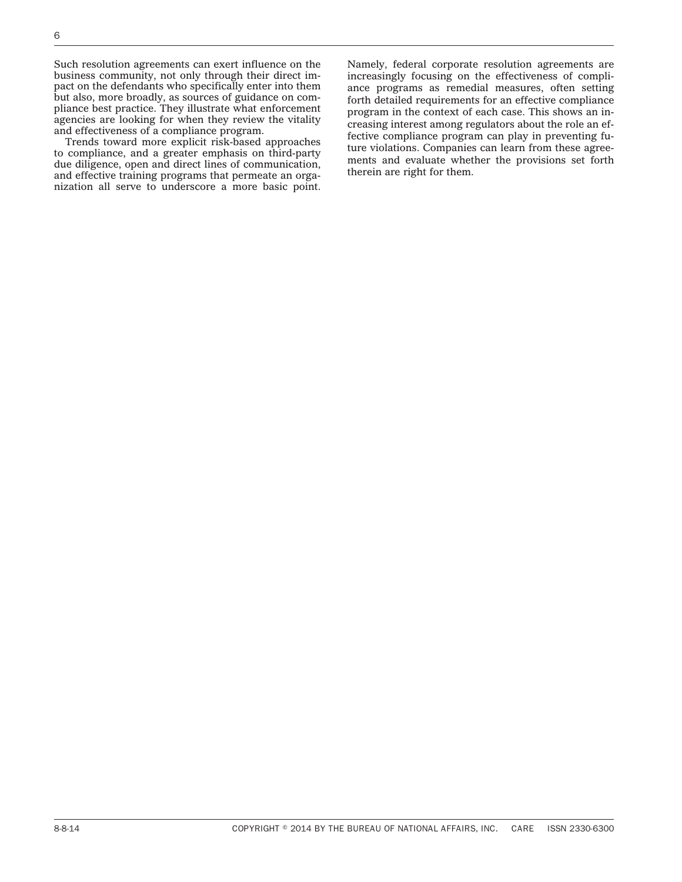Such resolution agreements can exert influence on the business community, not only through their direct impact on the defendants who specifically enter into them but also, more broadly, as sources of guidance on compliance best practice. They illustrate what enforcement agencies are looking for when they review the vitality and effectiveness of a compliance program.

Trends toward more explicit risk-based approaches to compliance, and a greater emphasis on third-party due diligence, open and direct lines of communication, and effective training programs that permeate an organization all serve to underscore a more basic point. Namely, federal corporate resolution agreements are increasingly focusing on the effectiveness of compliance programs as remedial measures, often setting forth detailed requirements for an effective compliance program in the context of each case. This shows an increasing interest among regulators about the role an effective compliance program can play in preventing future violations. Companies can learn from these agreements and evaluate whether the provisions set forth therein are right for them.